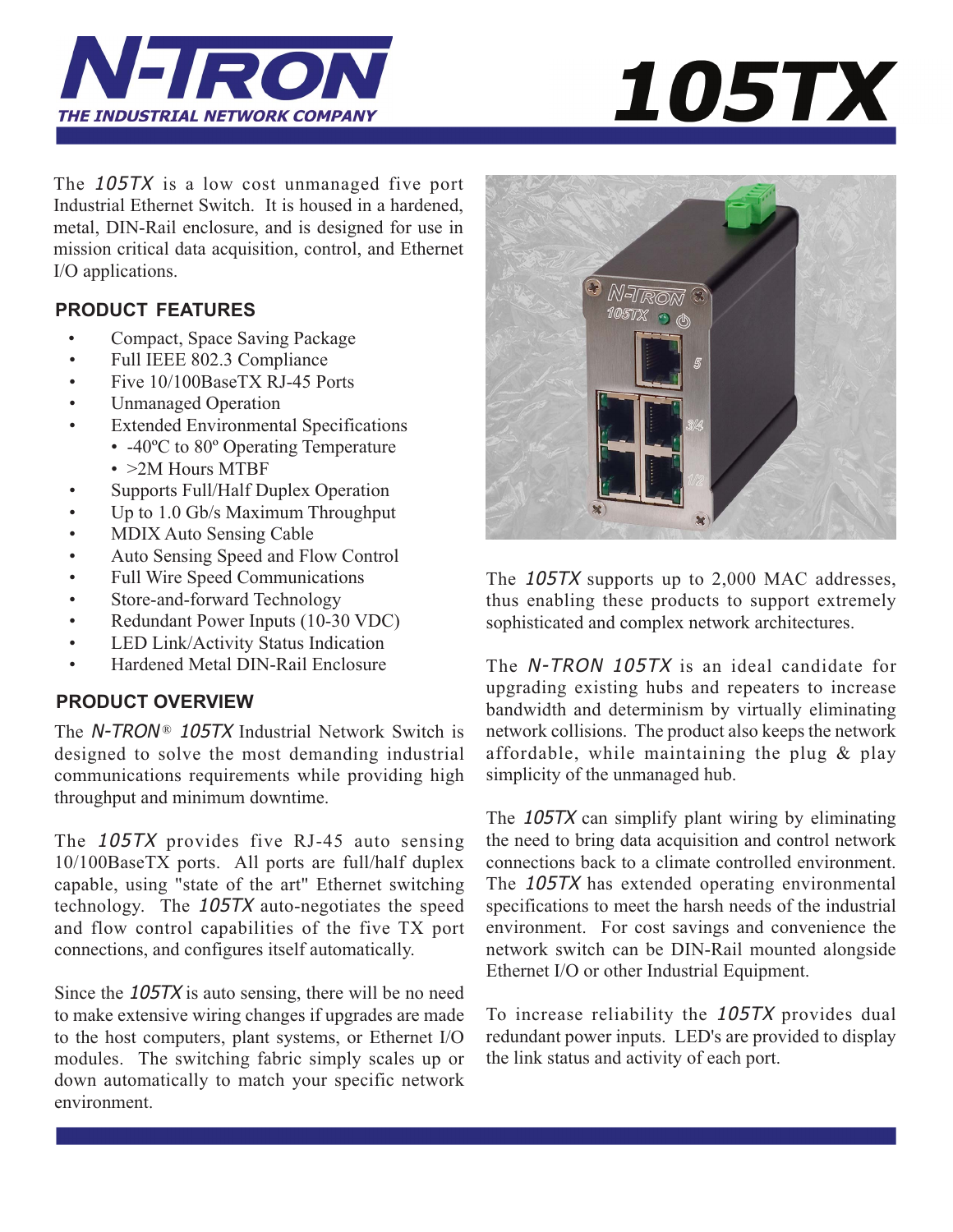# N-TRON

**THE INDUSTRIAL NETWORK COMPANY**

# 105TX

The *105TX* is a low cost unmanaged five port Industrial Ethernet Switch. It is housed in a hardened, metal, DIN-Rail enclosure, and is designed for use in mission critical data acquisition, control, and Ethernet I/O applications.

## PRODUCT FEATURES

- Compact, Space Saving Package
- Full IEEE 802.3 Compliance
- Five 10/100BaseTX RJ-45 Ports
- Unmanaged Operation
- Extended Environmental Specifications
  - -40ºC to 80º Operating Temperature
  - >2M Hours MTBF
- Supports Full/Half Duplex Operation
- Up to 1.0 Gb/s Maximum Throughput
- MDIX Auto Sensing Cable
- Auto Sensing Speed and Flow Control
- Full Wire Speed Communications
- Store-and-forward Technology
- Redundant Power Inputs (10-30 VDC)
- LED Link/Activity Status Indication
- Hardened Metal DIN-Rail Enclosure

## PRODUCT OVERVIEW

The *N-TRON*® *105TX* Industrial Network Switch is designed to solve the most demanding industrial communications requirements while providing high throughput and minimum downtime.

The *105TX* provides five RJ-45 auto sensing 10/100BaseTX ports. All ports are full/half duplex capable, using "state of the art" Ethernet switching technology. The *105TX* auto-negotiates the speed and flow control capabilities of the five TX port connections, and configures itself automatically.

Since the *105TX* is auto sensing, there will be no need to make extensive wiring changes if upgrades are made to the host computers, plant systems, or Ethernet I/O modules. The switching fabric simply scales up or down automatically to match your specific network environment.

The *105TX* supports up to 2,000 MAC addresses, thus enabling these products to support extremely sophisticated and complex network architectures.

The *N-TRON 105TX* is an ideal candidate for upgrading existing hubs and repeaters to increase bandwidth and determinism by virtually eliminating network collisions. The product also keeps the network affordable, while maintaining the plug & play simplicity of the unmanaged hub.

The *105TX* can simplify plant wiring by eliminating the need to bring data acquisition and control network connections back to a climate controlled environment. The *105TX* has extended operating environmental specifications to meet the harsh needs of the industrial environment. For cost savings and convenience the network switch can be DIN-Rail mounted alongside Ethernet I/O or other Industrial Equipment.

To increase reliability the *105TX* provides dual redundant power inputs. LED's are provided to display the link status and activity of each port.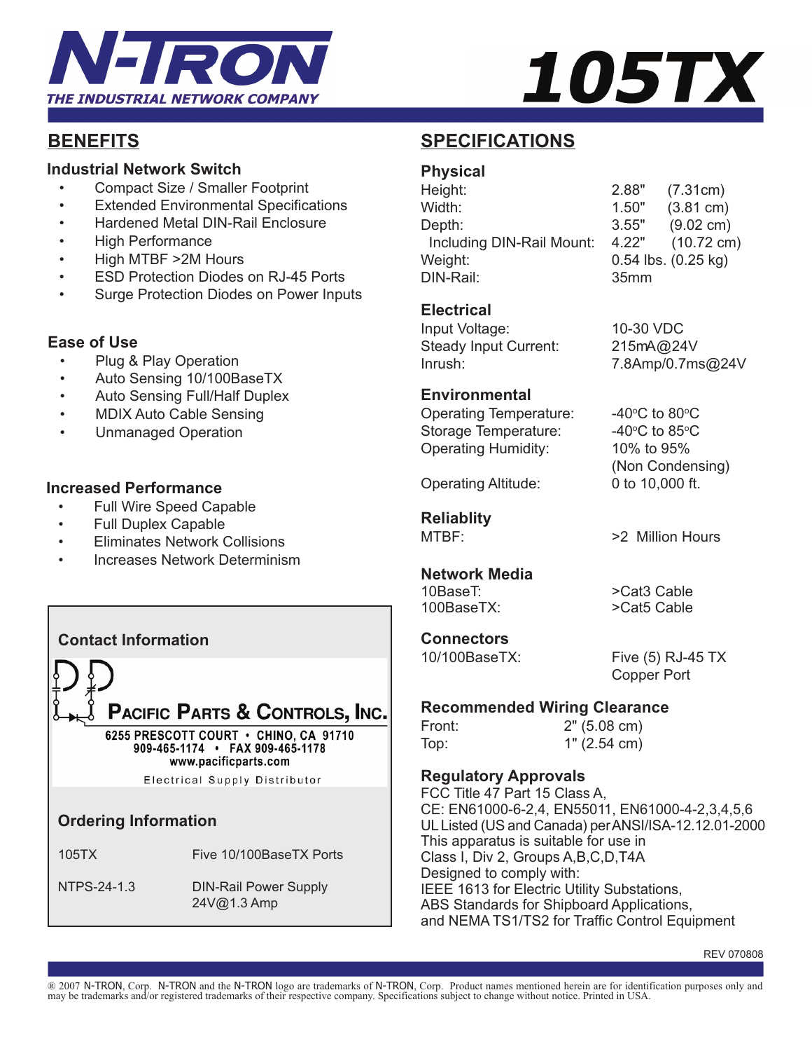# N-TRON

*THE INDUSTRIAL NETWORK COMPANY*

# 105TX

## BENEFITS

### Industrial Network Switch

- Compact Size / Smaller Footprint
- Extended Environmental Specifications
- Hardened Metal DIN-Rail Enclosure
- High Performance
- High MTBF >2M Hours
- ESD Protection Diodes on RJ-45 Ports
- Surge Protection Diodes on Power Inputs

### Ease of Use

- Plug & Play Operation
- Auto Sensing 10/100BaseTX
- Auto Sensing Full/Half Duplex
- MDIX Auto Cable Sensing
- Unmanaged Operation

### Increased Performance

- Full Wire Speed Capable
- Full Duplex Capable
- Eliminates Network Collisions
- Increases Network Determinism

### Contact Information

**PACIFIC PARTS & CONTROLS, INC.**
6255 PRESCOTT COURT • CHINO, CA 91710
909-465-1174 • FAX 909-465-1178
www.pacificparts.com
Electrical Supply Distributor

### Ordering Information

| | |
|---|---|
| 105TX | Five 10/100BaseTX Ports |
| NTPS-24-1.3 | DIN-Rail Power Supply 24V@1.3 Amp |

## SPECIFICATIONS

### Physical

| | |
|---|---|
| Height: | 2.88" (7.31cm) |
| Width: | 1.50" (3.81 cm) |
| Depth: | 3.55" (9.02 cm) |
| Including DIN-Rail Mount: | 4.22" (10.72 cm) |
| Weight: | 0.54 lbs. (0.25 kg) |
| DIN-Rail: | 35mm |

### Electrical

| | |
|---|---|
| Input Voltage: | 10-30 VDC |
| Steady Input Current: | 215mA@24V |
| Inrush: | 7.8Amp/0.7ms@24V |

### Environmental

| | |
|---|---|
| Operating Temperature: | -40°C to 80°C |
| Storage Temperature: | -40°C to 85°C |
| Operating Humidity: | 10% to 95% (Non Condensing) |
| Operating Altitude: | 0 to 10,000 ft. |

### Reliablity

| | |
|---|---|
| MTBF: | >2 Million Hours |

### Network Media

| | |
|---|---|
| 10BaseT: | >Cat3 Cable |
| 100BaseTX: | >Cat5 Cable |

### Connectors

| | |
|---|---|
| 10/100BaseTX: | Five (5) RJ-45 TX Copper Port |

### Recommended Wiring Clearance

| | |
|---|---|
| Front: | 2" (5.08 cm) |
| Top: | 1" (2.54 cm) |

### Regulatory Approvals

FCC Title 47 Part 15 Class A,
CE: EN61000-6-2,4, EN55011, EN61000-4-2,3,4,5,6
UL Listed (US and Canada) per ANSI/ISA-12.12.01-2000
This apparatus is suitable for use in
Class I, Div 2, Groups A,B,C,D,T4A
Designed to comply with:
IEEE 1613 for Electric Utility Substations,
ABS Standards for Shipboard Applications,
and NEMA TS1/TS2 for Traffic Control Equipment

REV 070808

® 2007 N-TRON, Corp. N-TRON and the N-TRON logo are trademarks of N-TRON, Corp. Product names mentioned herein are for identification purposes only and may be trademarks and/or registered trademarks of their respective company. Specifications subject to change without notice. Printed in USA.